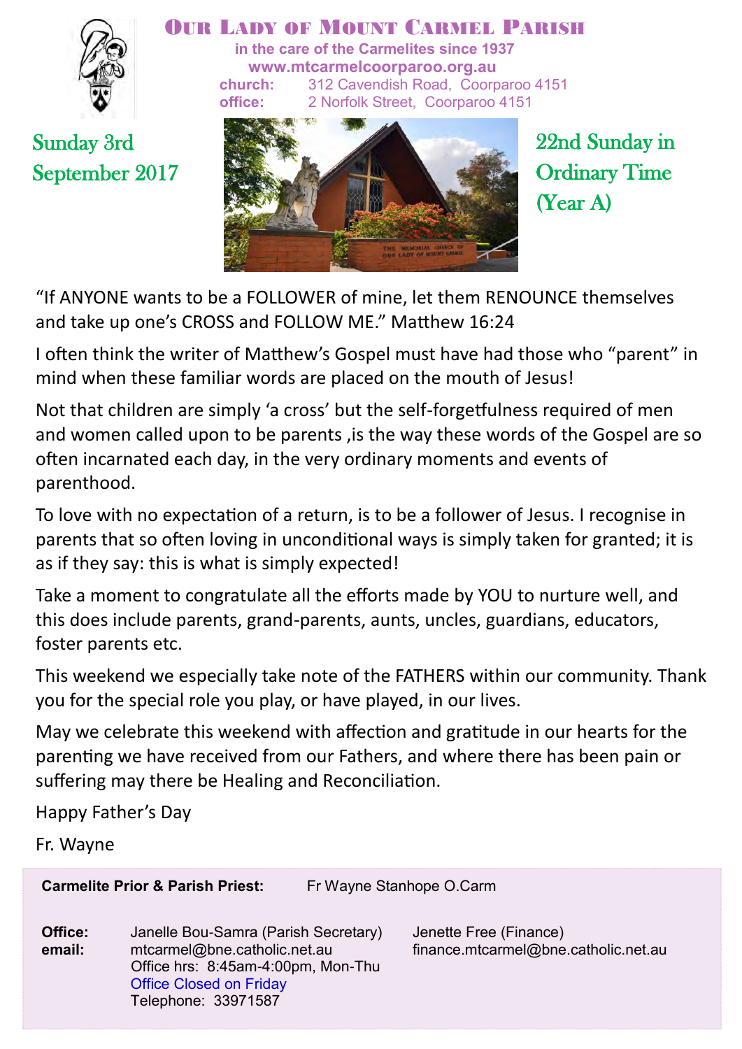# Our Lady of Mount Carmel Parish

in the care of the Carmelites since 1937

www.mtcarmelcoorparoo.org.au

**church:** 312 Cavendish Road, Coorparoo 4151

**office:** 2 Norfolk Street, Coorparoo 4151

Sunday 3rd September 2017

22nd Sunday in Ordinary Time (Year A)

"If ANYONE wants to be a FOLLOWER of mine, let them RENOUNCE themselves and take up one's CROSS and FOLLOW ME." Matthew 16:24

I often think the writer of Matthew's Gospel must have had those who "parent" in mind when these familiar words are placed on the mouth of Jesus!

Not that children are simply 'a cross' but the self-forgetfulness required of men and women called upon to be parents ,is the way these words of the Gospel are so often incarnated each day, in the very ordinary moments and events of parenthood.

To love with no expectation of a return, is to be a follower of Jesus. I recognise in parents that so often loving in unconditional ways is simply taken for granted; it is as if they say: this is what is simply expected!

Take a moment to congratulate all the efforts made by YOU to nurture well, and this does include parents, grand-parents, aunts, uncles, guardians, educators, foster parents etc.

This weekend we especially take note of the FATHERS within our community. Thank you for the special role you play, or have played, in our lives.

May we celebrate this weekend with affection and gratitude in our hearts for the parenting we have received from our Fathers, and where there has been pain or suffering may there be Healing and Reconciliation.

Happy Father's Day

Fr. Wayne

**Carmelite Prior & Parish Priest:** Fr Wayne Stanhope O.Carm

**Office:** Janelle Bou-Samra (Parish Secretary)
**email:** mtcarmel@bne.catholic.net.au
Office hrs: 8:45am-4:00pm, Mon-Thu
Office Closed on Friday
Telephone: 33971587

Jenette Free (Finance)
finance.mtcarmel@bne.catholic.net.au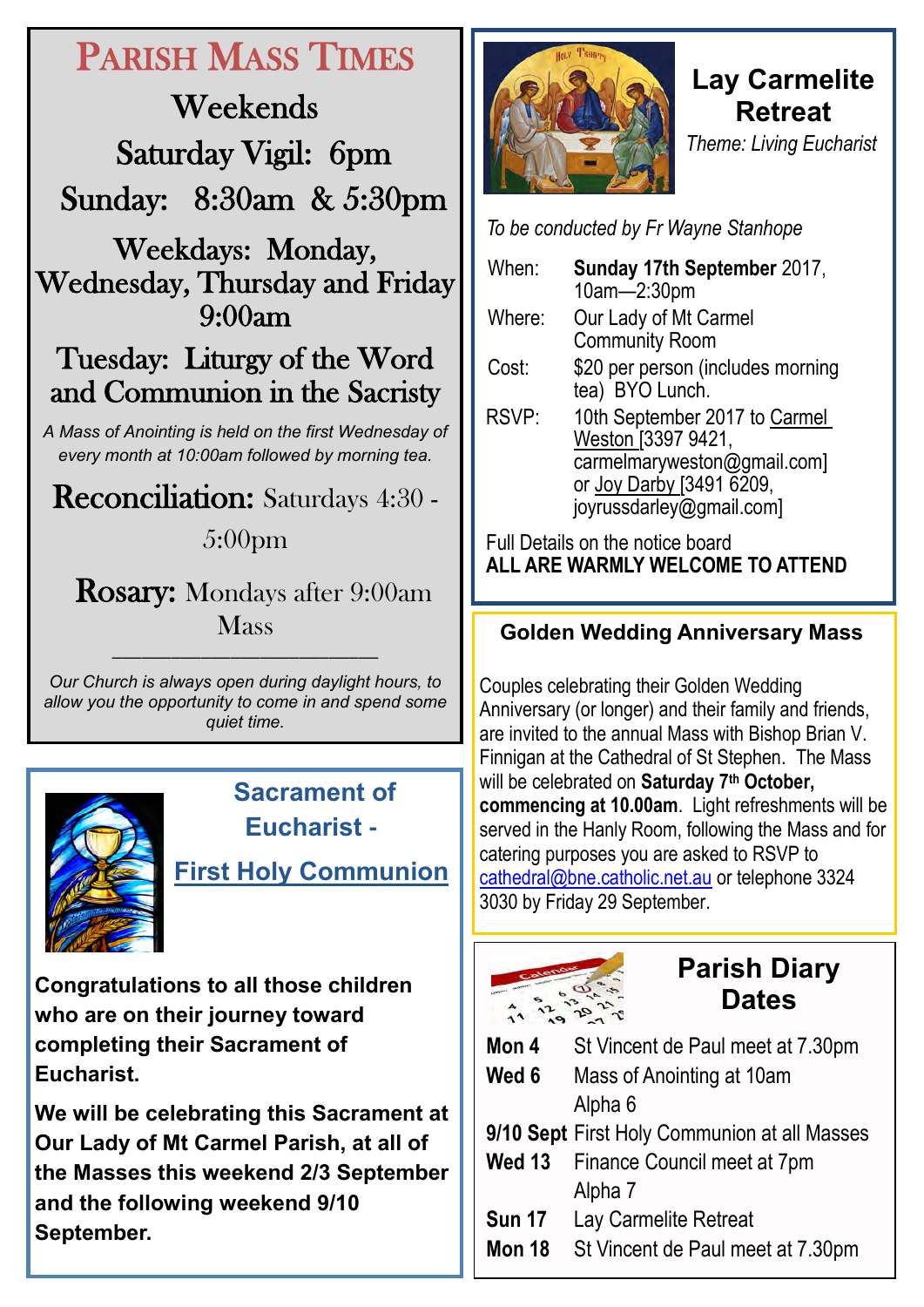# Parish Mass Times

## Weekends

Saturday Vigil: 6pm

Sunday: 8:30am & 5:30pm

## Weekdays: Monday, Wednesday, Thursday and Friday 9:00am

## Tuesday: Liturgy of the Word and Communion in the Sacristy

*A Mass of Anointing is held on the first Wednesday of every month at 10:00am followed by morning tea.*

**Reconciliation:** Saturdays 4:30 - 5:00pm

**Rosary:** Mondays after 9:00am Mass

---

*Our Church is always open during daylight hours, to allow you the opportunity to come in and spend some quiet time.*

## Sacrament of Eucharist - First Holy Communion

**Congratulations to all those children who are on their journey toward completing their Sacrament of Eucharist.**

**We will be celebrating this Sacrament at Our Lady of Mt Carmel Parish, at all of the Masses this weekend 2/3 September and the following weekend 9/10 September.**

## Lay Carmelite Retreat

*Theme: Living Eucharist*

*To be conducted by Fr Wayne Stanhope*

| | |
|---|---|
| When: | **Sunday 17th September** 2017, 10am—2:30pm |
| Where: | Our Lady of Mt Carmel Community Room |
| Cost: | $20 per person (includes morning tea) BYO Lunch. |
| RSVP: | 10th September 2017 to Carmel Weston [3397 9421, carmelmaryweston@gmail.com] or Joy Darby [3491 6209, joyrussdarley@gmail.com] |

Full Details on the notice board

**ALL ARE WARMLY WELCOME TO ATTEND**

## Golden Wedding Anniversary Mass

Couples celebrating their Golden Wedding Anniversary (or longer) and their family and friends, are invited to the annual Mass with Bishop Brian V. Finnigan at the Cathedral of St Stephen. The Mass will be celebrated on **Saturday 7th October, commencing at 10.00am**. Light refreshments will be served in the Hanly Room, following the Mass and for catering purposes you are asked to RSVP to cathedral@bne.catholic.net.au or telephone 3324 3030 by Friday 29 September.

## Parish Diary Dates

| | |
|---|---|
| **Mon 4** | St Vincent de Paul meet at 7.30pm |
| **Wed 6** | Mass of Anointing at 10am |
| | Alpha 6 |
| **9/10 Sept** | First Holy Communion at all Masses |
| **Wed 13** | Finance Council meet at 7pm |
| | Alpha 7 |
| **Sun 17** | Lay Carmelite Retreat |
| **Mon 18** | St Vincent de Paul meet at 7.30pm |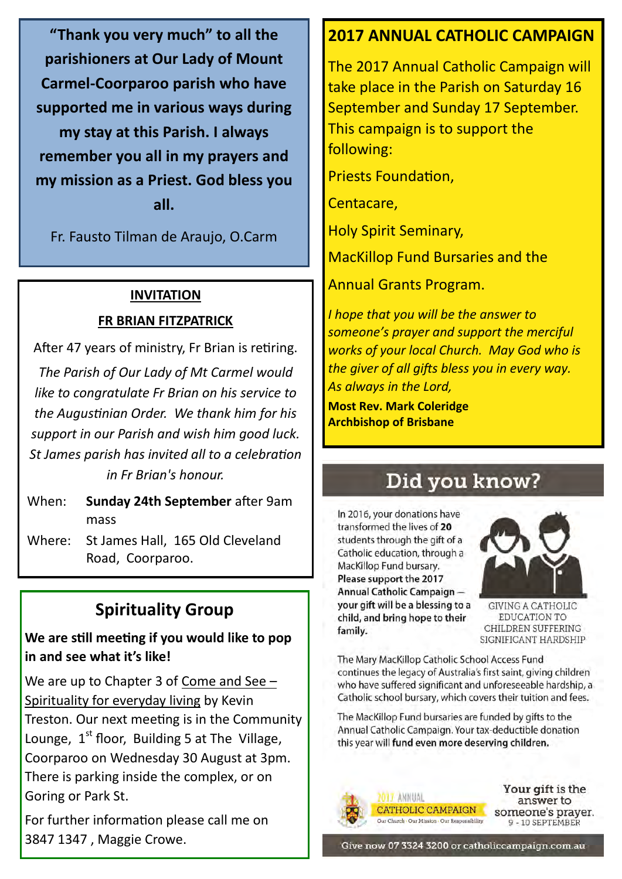**"Thank you very much" to all the parishioners at Our Lady of Mount Carmel-Coorparoo parish who have supported me in various ways during my stay at this Parish. I always remember you all in my prayers and my mission as a Priest. God bless you all.**

Fr. Fausto Tilman de Araujo, O.Carm

**INVITATION**

**FR BRIAN FITZPATRICK**

After 47 years of ministry, Fr Brian is retiring.

*The Parish of Our Lady of Mt Carmel would like to congratulate Fr Brian on his service to the Augustinian Order. We thank him for his support in our Parish and wish him good luck. St James parish has invited all to a celebration in Fr Brian's honour.*

When: **Sunday 24th September** after 9am mass

Where: St James Hall, 165 Old Cleveland Road, Coorparoo.

## Spirituality Group

**We are still meeting if you would like to pop in and see what it's like!**

We are up to Chapter 3 of Come and See – Spirituality for everyday living by Kevin Treston. Our next meeting is in the Community Lounge, 1st floor, Building 5 at The Village, Coorparoo on Wednesday 30 August at 3pm. There is parking inside the complex, or on Goring or Park St.

For further information please call me on 3847 1347 , Maggie Crowe.

## 2017 ANNUAL CATHOLIC CAMPAIGN

The 2017 Annual Catholic Campaign will take place in the Parish on Saturday 16 September and Sunday 17 September. This campaign is to support the following:

Priests Foundation,

Centacare,

Holy Spirit Seminary,

MacKillop Fund Bursaries and the

Annual Grants Program.

*I hope that you will be the answer to someone's prayer and support the merciful works of your local Church. May God who is the giver of all gifts bless you in every way. As always in the Lord,*

**Most Rev. Mark Coleridge**
**Archbishop of Brisbane**

## Did you know?

In 2016, your donations have transformed the lives of **20** students through the gift of a Catholic education, through a MacKillop Fund bursary. **Please support the 2017 Annual Catholic Campaign — your gift will be a blessing to a child, and bring hope to their family.**

GIVING A CATHOLIC EDUCATION TO CHILDREN SUFFERING SIGNIFICANT HARDSHIP

The Mary MacKillop Catholic School Access Fund continues the legacy of Australia's first saint, giving children who have suffered significant and unforeseeable hardship, a Catholic school bursary, which covers their tuition and fees.

The MacKillop Fund bursaries are funded by gifts to the Annual Catholic Campaign. Your tax-deductible donation this year will **fund even more deserving children.**

2017 ANNUAL CATHOLIC CAMPAIGN
Our Church · Our Mission · Our Responsibility

Your gift is the answer to someone's prayer.
9 - 10 SEPTEMBER

Give now 07 3324 3200 or catholiccampaign.com.au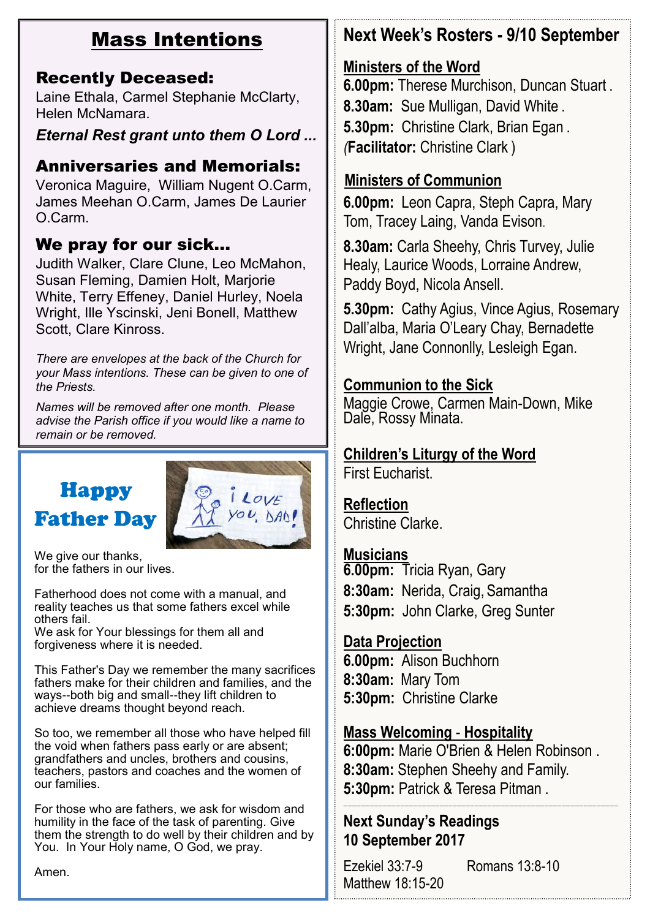# Mass Intentions

## Recently Deceased:

Laine Ethala, Carmel Stephanie McClarty, Helen McNamara.

***Eternal Rest grant unto them O Lord ...***

## Anniversaries and Memorials:

Veronica Maguire, William Nugent O.Carm, James Meehan O.Carm, James De Laurier O.Carm.

## We pray for our sick...

Judith Walker, Clare Clune, Leo McMahon, Susan Fleming, Damien Holt, Marjorie White, Terry Effeney, Daniel Hurley, Noela Wright, Ille Yscinski, Jeni Bonell, Matthew Scott, Clare Kinross.

*There are envelopes at the back of the Church for your Mass intentions. These can be given to one of the Priests.*

*Names will be removed after one month. Please advise the Parish office if you would like a name to remain or be removed.*

# Happy Father Day

We give our thanks,
for the fathers in our lives.

Fatherhood does not come with a manual, and reality teaches us that some fathers excel while others fail.
We ask for Your blessings for them all and forgiveness where it is needed.

This Father's Day we remember the many sacrifices fathers make for their children and families, and the ways--both big and small--they lift children to achieve dreams thought beyond reach.

So too, we remember all those who have helped fill the void when fathers pass early or are absent; grandfathers and uncles, brothers and cousins, teachers, pastors and coaches and the women of our families.

For those who are fathers, we ask for wisdom and humility in the face of the task of parenting. Give them the strength to do well by their children and by You. In Your Holy name, O God, we pray.

Amen.

## Next Week's Rosters - 9/10 September

### Ministers of the Word

**6.00pm:** Therese Murchison, Duncan Stuart .
**8.30am:** Sue Mulligan, David White .
**5.30pm:** Christine Clark, Brian Egan .
(**Facilitator:** Christine Clark )

### Ministers of Communion

**6.00pm:** Leon Capra, Steph Capra, Mary Tom, Tracey Laing, Vanda Evison.

**8.30am:** Carla Sheehy, Chris Turvey, Julie Healy, Laurice Woods, Lorraine Andrew, Paddy Boyd, Nicola Ansell.

**5.30pm:** Cathy Agius, Vince Agius, Rosemary Dall'alba, Maria O'Leary Chay, Bernadette Wright, Jane Connonlly, Lesleigh Egan.

### Communion to the Sick

Maggie Crowe, Carmen Main-Down, Mike Dale, Rossy Minata.

### Children's Liturgy of the Word

First Eucharist.

### Reflection

Christine Clarke.

### Musicians

**6.00pm:** Tricia Ryan, Gary
**8:30am:** Nerida, Craig, Samantha
**5:30pm:** John Clarke, Greg Sunter

### Data Projection

**6.00pm:** Alison Buchhorn
**8:30am:** Mary Tom
**5:30pm:** Christine Clarke

### Mass Welcoming - Hospitality

**6:00pm:** Marie O'Brien & Helen Robinson .
**8:30am:** Stephen Sheehy and Family.
**5:30pm:** Patrick & Teresa Pitman .

### Next Sunday's Readings 10 September 2017

Ezekiel 33:7-9 Romans 13:8-10
Matthew 18:15-20